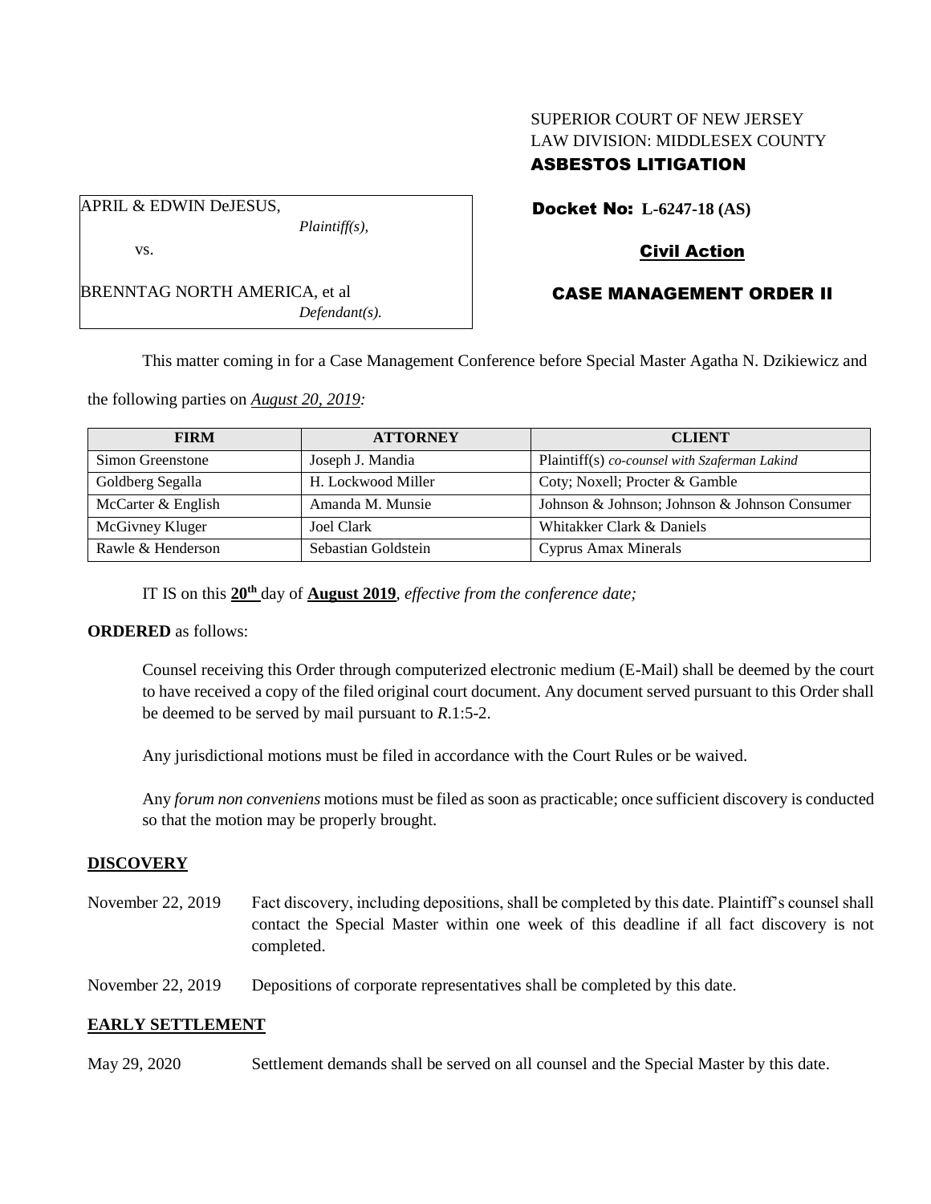SUPERIOR COURT OF NEW JERSEY
LAW DIVISION: MIDDLESEX COUNTY
**ASBESTOS LITIGATION**

APRIL & EDWIN DeJESUS,
*Plaintiff(s),*

vs.

BRENNTAG NORTH AMERICA, et al
*Defendant(s).*

**Docket No: L-6247-18 (AS)**

**Civil Action**

**CASE MANAGEMENT ORDER II**

This matter coming in for a Case Management Conference before Special Master Agatha N. Dzikiewicz and the following parties on *August 20, 2019:*

| FIRM | ATTORNEY | CLIENT |
|---|---|---|
| Simon Greenstone | Joseph J. Mandia | Plaintiff(s) *co-counsel with Szaferman Lakind* |
| Goldberg Segalla | H. Lockwood Miller | Coty; Noxell; Procter & Gamble |
| McCarter & English | Amanda M. Munsie | Johnson & Johnson; Johnson & Johnson Consumer |
| McGivney Kluger | Joel Clark | Whitakker Clark & Daniels |
| Rawle & Henderson | Sebastian Goldstein | Cyprus Amax Minerals |

IT IS on this **20th** day of **August 2019**, *effective from the conference date;*

**ORDERED** as follows:

Counsel receiving this Order through computerized electronic medium (E-Mail) shall be deemed by the court to have received a copy of the filed original court document. Any document served pursuant to this Order shall be deemed to be served by mail pursuant to *R*.1:5-2.

Any jurisdictional motions must be filed in accordance with the Court Rules or be waived.

Any *forum non conveniens* motions must be filed as soon as practicable; once sufficient discovery is conducted so that the motion may be properly brought.

## DISCOVERY

November 22, 2019 Fact discovery, including depositions, shall be completed by this date. Plaintiff's counsel shall contact the Special Master within one week of this deadline if all fact discovery is not completed.

November 22, 2019 Depositions of corporate representatives shall be completed by this date.

## EARLY SETTLEMENT

May 29, 2020 Settlement demands shall be served on all counsel and the Special Master by this date.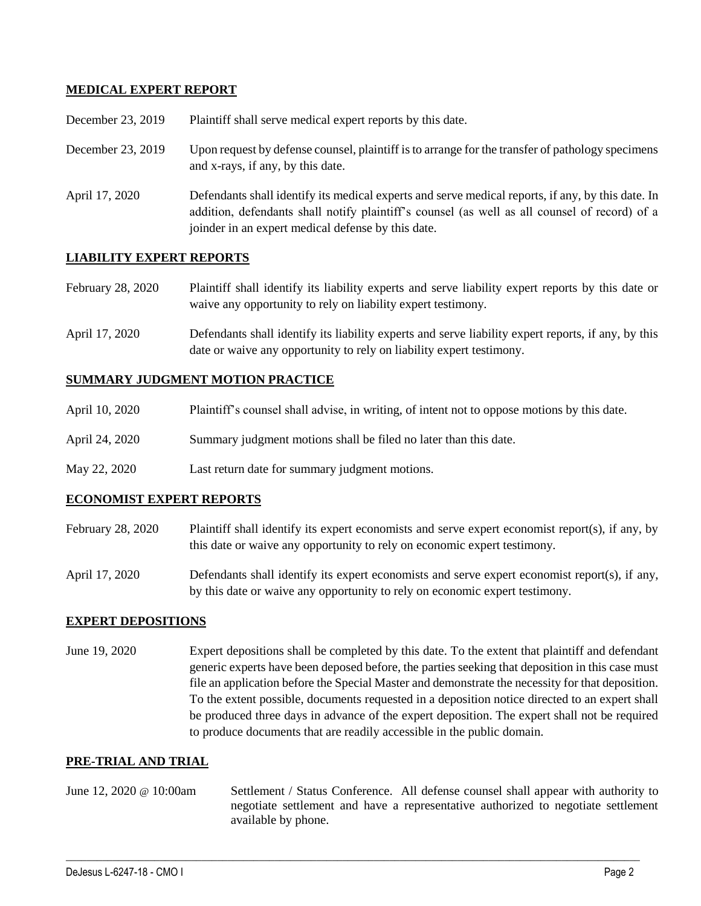## MEDICAL EXPERT REPORT

| | |
|---|---|
| December 23, 2019 | Plaintiff shall serve medical expert reports by this date. |
| December 23, 2019 | Upon request by defense counsel, plaintiff is to arrange for the transfer of pathology specimens and x-rays, if any, by this date. |
| April 17, 2020 | Defendants shall identify its medical experts and serve medical reports, if any, by this date. In addition, defendants shall notify plaintiff's counsel (as well as all counsel of record) of a joinder in an expert medical defense by this date. |

## LIABILITY EXPERT REPORTS

| | |
|---|---|
| February 28, 2020 | Plaintiff shall identify its liability experts and serve liability expert reports by this date or waive any opportunity to rely on liability expert testimony. |
| April 17, 2020 | Defendants shall identify its liability experts and serve liability expert reports, if any, by this date or waive any opportunity to rely on liability expert testimony. |

## SUMMARY JUDGMENT MOTION PRACTICE

| | |
|---|---|
| April 10, 2020 | Plaintiff's counsel shall advise, in writing, of intent not to oppose motions by this date. |
| April 24, 2020 | Summary judgment motions shall be filed no later than this date. |
| May 22, 2020 | Last return date for summary judgment motions. |

## ECONOMIST EXPERT REPORTS

| | |
|---|---|
| February 28, 2020 | Plaintiff shall identify its expert economists and serve expert economist report(s), if any, by this date or waive any opportunity to rely on economic expert testimony. |
| April 17, 2020 | Defendants shall identify its expert economists and serve expert economist report(s), if any, by this date or waive any opportunity to rely on economic expert testimony. |

## EXPERT DEPOSITIONS

| | |
|---|---|
| June 19, 2020 | Expert depositions shall be completed by this date. To the extent that plaintiff and defendant generic experts have been deposed before, the parties seeking that deposition in this case must file an application before the Special Master and demonstrate the necessity for that deposition. To the extent possible, documents requested in a deposition notice directed to an expert shall be produced three days in advance of the expert deposition. The expert shall not be required to produce documents that are readily accessible in the public domain. |

## PRE-TRIAL AND TRIAL

| | |
|---|---|
| June 12, 2020 @ 10:00am | Settlement / Status Conference. All defense counsel shall appear with authority to negotiate settlement and have a representative authorized to negotiate settlement available by phone. |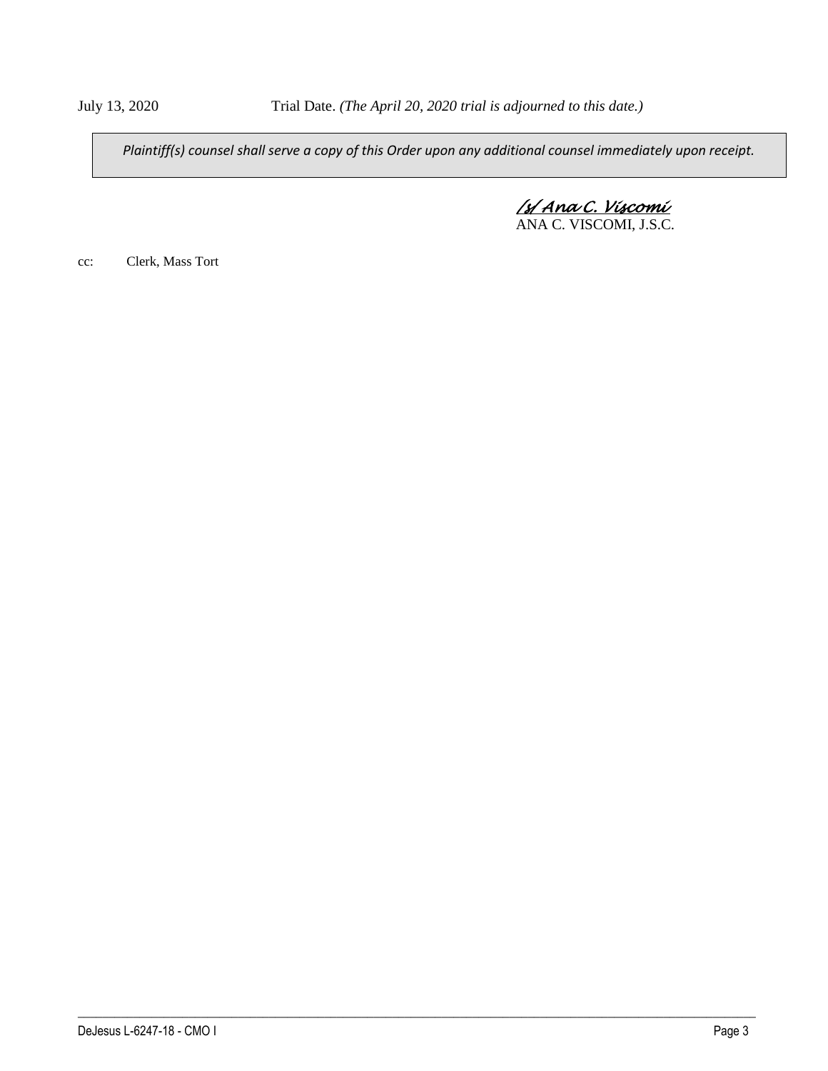| | |
|---|---|
| July 13, 2020 | Trial Date. *(The April 20, 2020 trial is adjourned to this date.)* |

*Plaintiff(s) counsel shall serve a copy of this Order upon any additional counsel immediately upon receipt.*

*/s/ Ana C. Viscomi*
ANA C. VISCOMI, J.S.C.

cc: Clerk, Mass Tort